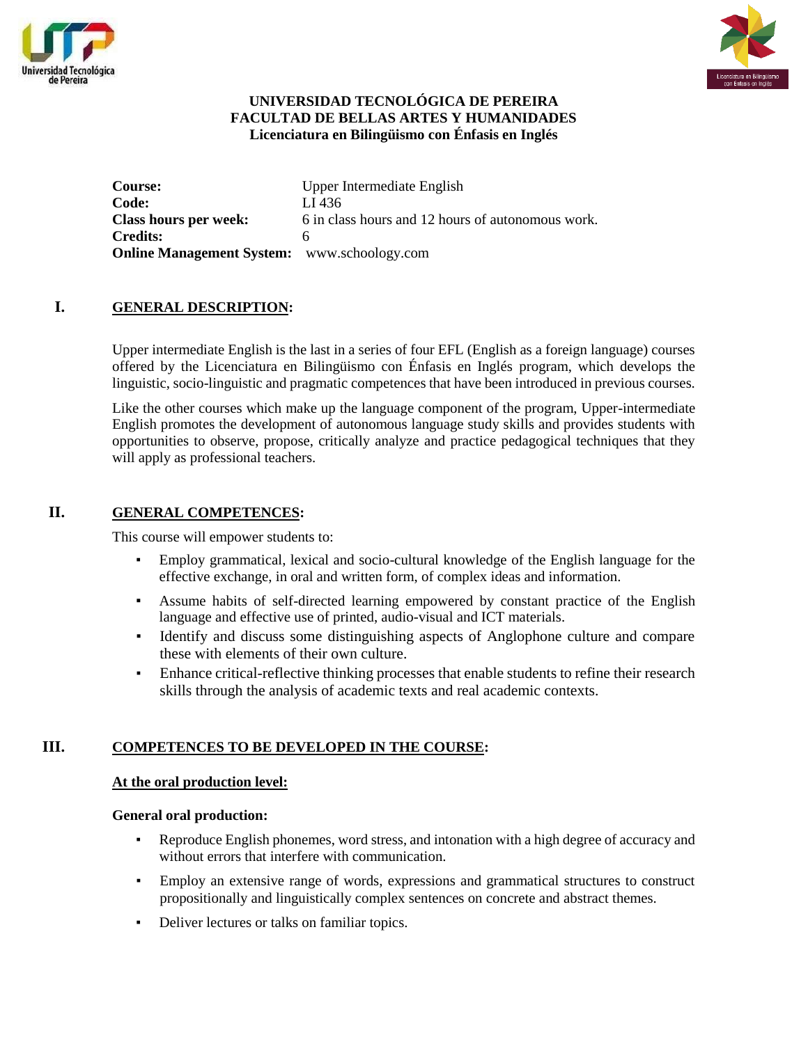**UNIVERSIDAD TECNOLÓGICA DE PEREIRA**
**FACULTAD DE BELLAS ARTES Y HUMANIDADES**
**Licenciatura en Bilingüismo con Énfasis en Inglés**

**Course:** Upper Intermediate English
**Code:** LI 436
**Class hours per week:** 6 in class hours and 12 hours of autonomous work.
**Credits:** 6
**Online Management System:** www.schoology.com

## I. GENERAL DESCRIPTION:

Upper intermediate English is the last in a series of four EFL (English as a foreign language) courses offered by the Licenciatura en Bilingüismo con Énfasis en Inglés program, which develops the linguistic, socio-linguistic and pragmatic competences that have been introduced in previous courses.

Like the other courses which make up the language component of the program, Upper-intermediate English promotes the development of autonomous language study skills and provides students with opportunities to observe, propose, critically analyze and practice pedagogical techniques that they will apply as professional teachers.

## II. GENERAL COMPETENCES:

This course will empower students to:

- Employ grammatical, lexical and socio-cultural knowledge of the English language for the effective exchange, in oral and written form, of complex ideas and information.
- Assume habits of self-directed learning empowered by constant practice of the English language and effective use of printed, audio-visual and ICT materials.
- Identify and discuss some distinguishing aspects of Anglophone culture and compare these with elements of their own culture.
- Enhance critical-reflective thinking processes that enable students to refine their research skills through the analysis of academic texts and real academic contexts.

## III. COMPETENCES TO BE DEVELOPED IN THE COURSE:

### At the oral production level:

**General oral production:**

- Reproduce English phonemes, word stress, and intonation with a high degree of accuracy and without errors that interfere with communication.
- Employ an extensive range of words, expressions and grammatical structures to construct propositionally and linguistically complex sentences on concrete and abstract themes.
- Deliver lectures or talks on familiar topics.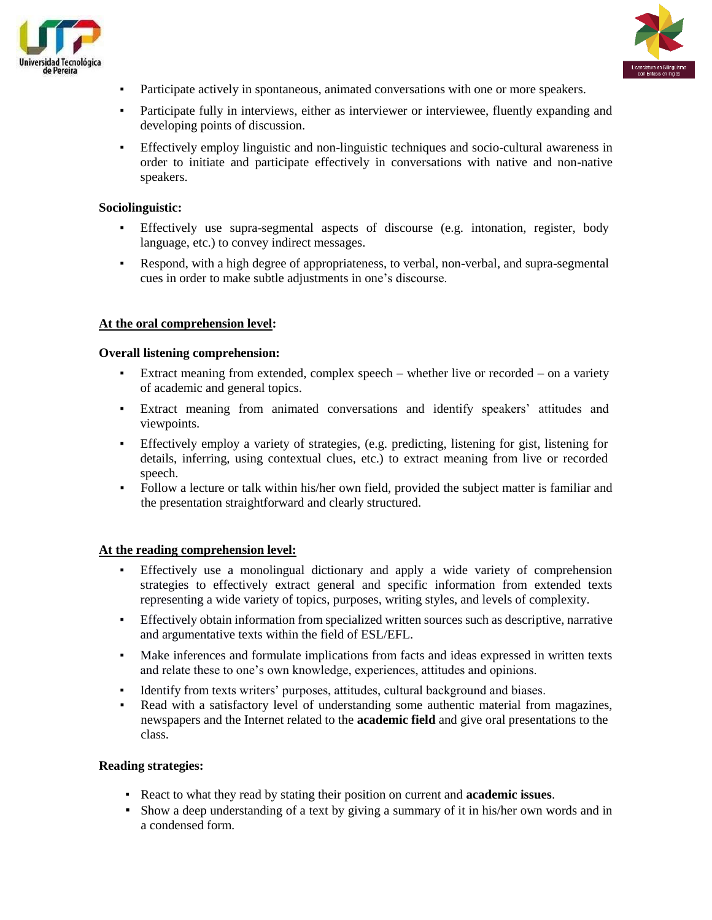- Participate actively in spontaneous, animated conversations with one or more speakers.
- Participate fully in interviews, either as interviewer or interviewee, fluently expanding and developing points of discussion.
- Effectively employ linguistic and non-linguistic techniques and socio-cultural awareness in order to initiate and participate effectively in conversations with native and non-native speakers.

**Sociolinguistic:**

- Effectively use supra-segmental aspects of discourse (e.g. intonation, register, body language, etc.) to convey indirect messages.
- Respond, with a high degree of appropriateness, to verbal, non-verbal, and supra-segmental cues in order to make subtle adjustments in one's discourse.

**<u>At the oral comprehension level</u>:**

**Overall listening comprehension:**

- Extract meaning from extended, complex speech – whether live or recorded – on a variety of academic and general topics.
- Extract meaning from animated conversations and identify speakers' attitudes and viewpoints.
- Effectively employ a variety of strategies, (e.g. predicting, listening for gist, listening for details, inferring, using contextual clues, etc.) to extract meaning from live or recorded speech.
- Follow a lecture or talk within his/her own field, provided the subject matter is familiar and the presentation straightforward and clearly structured.

**<u>At the reading comprehension level:</u>**

- Effectively use a monolingual dictionary and apply a wide variety of comprehension strategies to effectively extract general and specific information from extended texts representing a wide variety of topics, purposes, writing styles, and levels of complexity.
- Effectively obtain information from specialized written sources such as descriptive, narrative and argumentative texts within the field of ESL/EFL.
- Make inferences and formulate implications from facts and ideas expressed in written texts and relate these to one's own knowledge, experiences, attitudes and opinions.
- Identify from texts writers' purposes, attitudes, cultural background and biases.
- Read with a satisfactory level of understanding some authentic material from magazines, newspapers and the Internet related to the **academic field** and give oral presentations to the class.

**Reading strategies:**

- React to what they read by stating their position on current and **academic issues**.
- Show a deep understanding of a text by giving a summary of it in his/her own words and in a condensed form.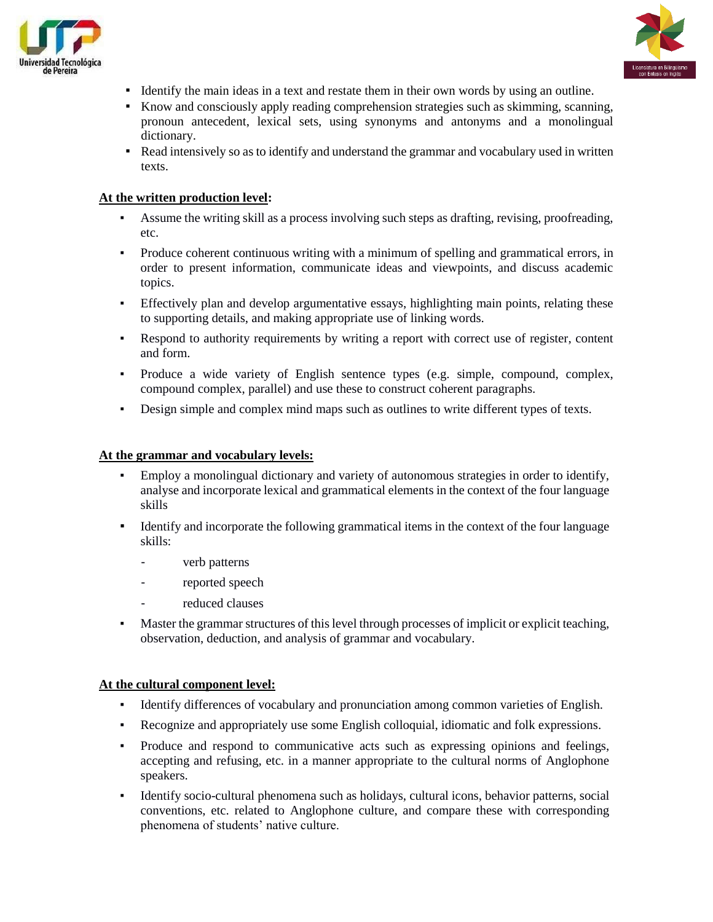- Identify the main ideas in a text and restate them in their own words by using an outline.
- Know and consciously apply reading comprehension strategies such as skimming, scanning, pronoun antecedent, lexical sets, using synonyms and antonyms and a monolingual dictionary.
- Read intensively so as to identify and understand the grammar and vocabulary used in written texts.

**At the written production level:**

- Assume the writing skill as a process involving such steps as drafting, revising, proofreading, etc.
- Produce coherent continuous writing with a minimum of spelling and grammatical errors, in order to present information, communicate ideas and viewpoints, and discuss academic topics.
- Effectively plan and develop argumentative essays, highlighting main points, relating these to supporting details, and making appropriate use of linking words.
- Respond to authority requirements by writing a report with correct use of register, content and form.
- Produce a wide variety of English sentence types (e.g. simple, compound, complex, compound complex, parallel) and use these to construct coherent paragraphs.
- Design simple and complex mind maps such as outlines to write different types of texts.

**At the grammar and vocabulary levels:**

- Employ a monolingual dictionary and variety of autonomous strategies in order to identify, analyse and incorporate lexical and grammatical elements in the context of the four language skills
- Identify and incorporate the following grammatical items in the context of the four language skills:
  - verb patterns
  - reported speech
  - reduced clauses
- Master the grammar structures of this level through processes of implicit or explicit teaching, observation, deduction, and analysis of grammar and vocabulary.

**At the cultural component level:**

- Identify differences of vocabulary and pronunciation among common varieties of English.
- Recognize and appropriately use some English colloquial, idiomatic and folk expressions.
- Produce and respond to communicative acts such as expressing opinions and feelings, accepting and refusing, etc. in a manner appropriate to the cultural norms of Anglophone speakers.
- Identify socio-cultural phenomena such as holidays, cultural icons, behavior patterns, social conventions, etc. related to Anglophone culture, and compare these with corresponding phenomena of students' native culture.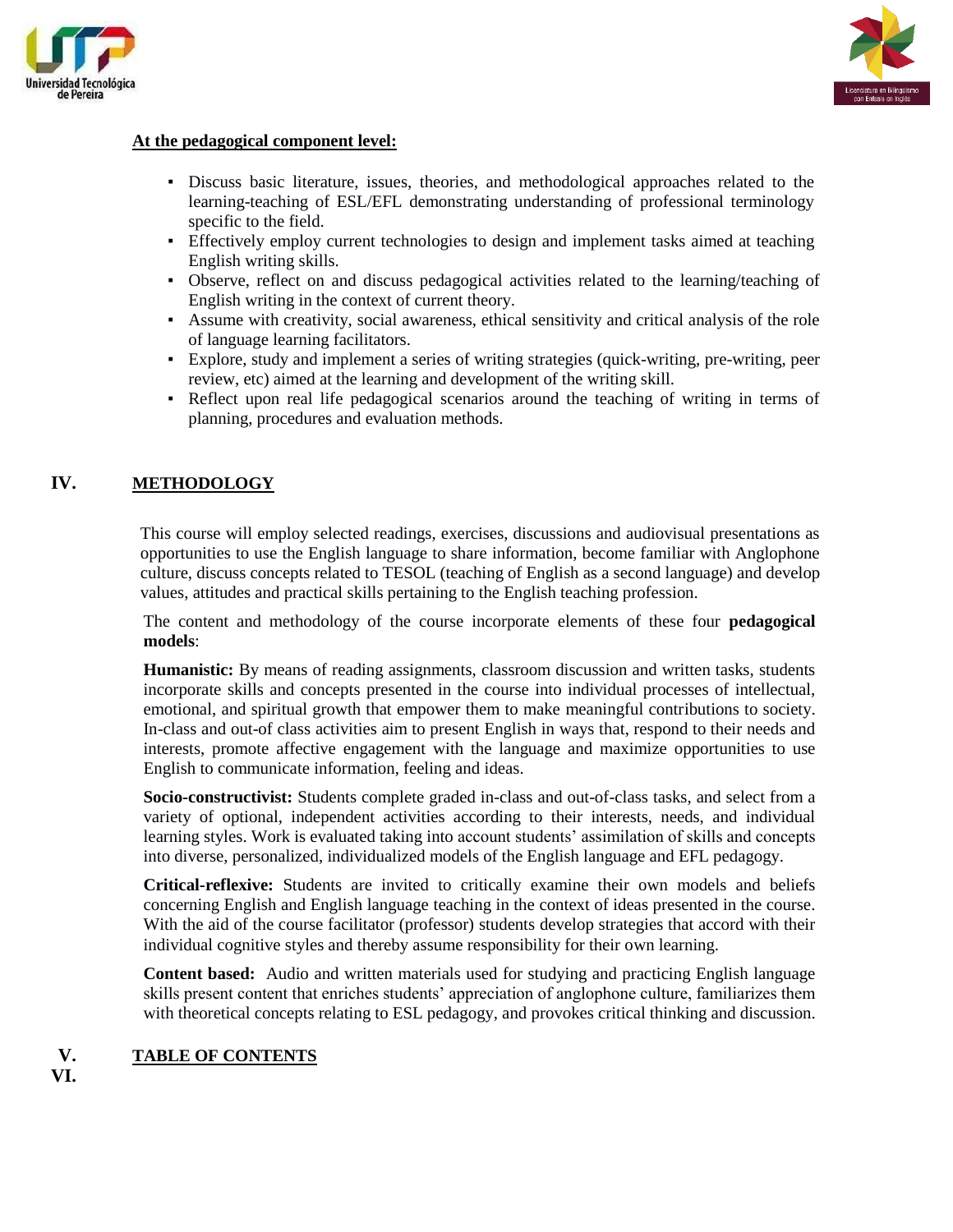**At the pedagogical component level:**

- Discuss basic literature, issues, theories, and methodological approaches related to the learning-teaching of ESL/EFL demonstrating understanding of professional terminology specific to the field.
- Effectively employ current technologies to design and implement tasks aimed at teaching English writing skills.
- Observe, reflect on and discuss pedagogical activities related to the learning/teaching of English writing in the context of current theory.
- Assume with creativity, social awareness, ethical sensitivity and critical analysis of the role of language learning facilitators.
- Explore, study and implement a series of writing strategies (quick-writing, pre-writing, peer review, etc) aimed at the learning and development of the writing skill.
- Reflect upon real life pedagogical scenarios around the teaching of writing in terms of planning, procedures and evaluation methods.

## IV. METHODOLOGY

This course will employ selected readings, exercises, discussions and audiovisual presentations as opportunities to use the English language to share information, become familiar with Anglophone culture, discuss concepts related to TESOL (teaching of English as a second language) and develop values, attitudes and practical skills pertaining to the English teaching profession.

The content and methodology of the course incorporate elements of these four **pedagogical models**:

**Humanistic:** By means of reading assignments, classroom discussion and written tasks, students incorporate skills and concepts presented in the course into individual processes of intellectual, emotional, and spiritual growth that empower them to make meaningful contributions to society. In-class and out-of class activities aim to present English in ways that, respond to their needs and interests, promote affective engagement with the language and maximize opportunities to use English to communicate information, feeling and ideas.

**Socio-constructivist:** Students complete graded in-class and out-of-class tasks, and select from a variety of optional, independent activities according to their interests, needs, and individual learning styles. Work is evaluated taking into account students' assimilation of skills and concepts into diverse, personalized, individualized models of the English language and EFL pedagogy.

**Critical-reflexive:** Students are invited to critically examine their own models and beliefs concerning English and English language teaching in the context of ideas presented in the course. With the aid of the course facilitator (professor) students develop strategies that accord with their individual cognitive styles and thereby assume responsibility for their own learning.

**Content based:** Audio and written materials used for studying and practicing English language skills present content that enriches students' appreciation of anglophone culture, familiarizes them with theoretical concepts relating to ESL pedagogy, and provokes critical thinking and discussion.

## V. TABLE OF CONTENTS

## VI.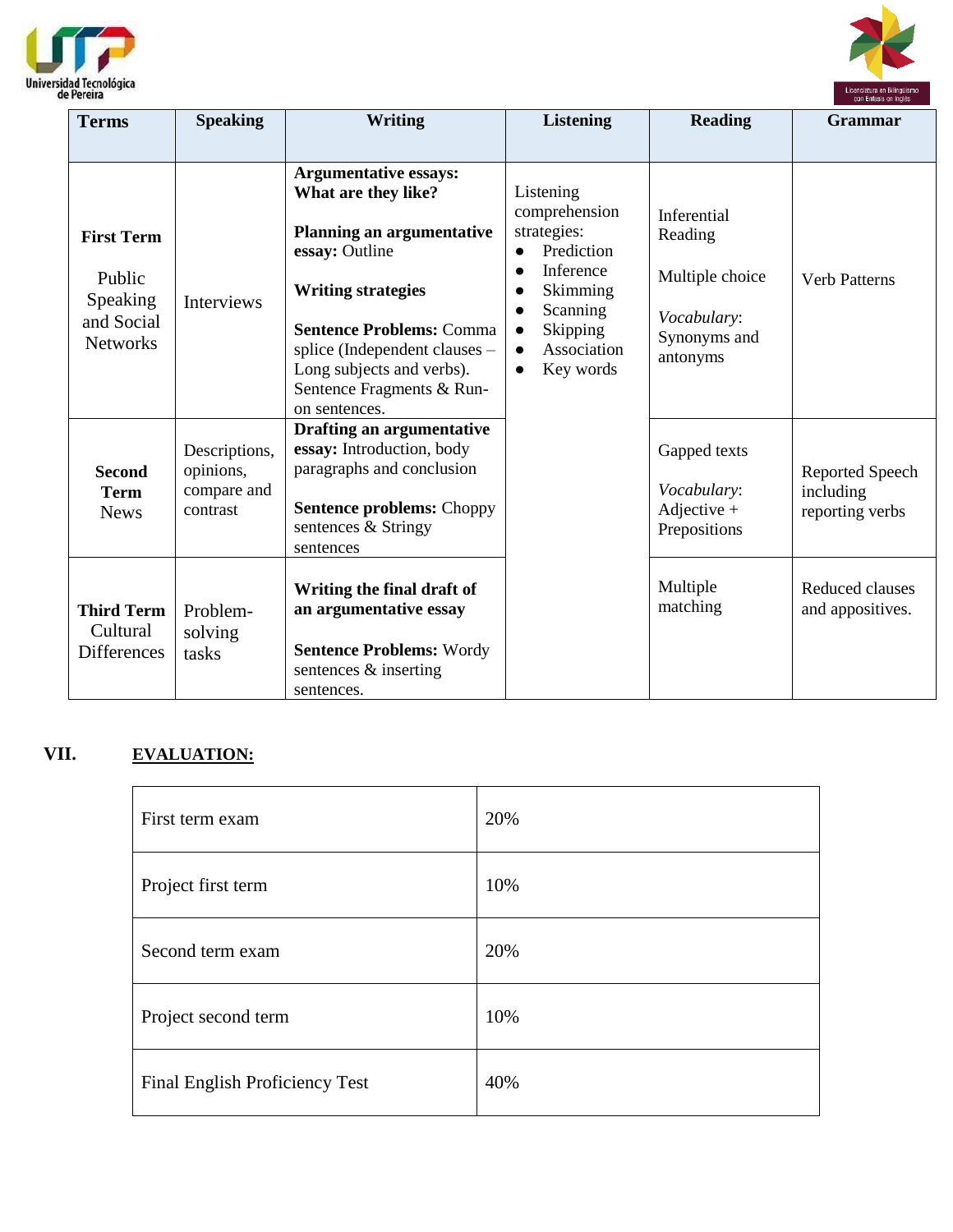| Terms | Speaking | Writing | Listening | Reading | Grammar |
|---|---|---|---|---|---|
| **First Term** Public Speaking and Social Networks | Interviews | **Argumentative essays: What are they like?** **Planning an argumentative essay:** Outline **Writing strategies** **Sentence Problems:** Comma splice (Independent clauses – Long subjects and verbs). Sentence Fragments & Run-on sentences. | Listening comprehension strategies: ● Prediction ● Inference ● Skimming ● Scanning ● Skipping ● Association ● Key words | Inferential Reading Multiple choice *Vocabulary*: Synonyms and antonyms | Verb Patterns |
| **Second Term** News | Descriptions, opinions, compare and contrast | **Drafting an argumentative essay:** Introduction, body paragraphs and conclusion **Sentence problems:** Choppy sentences & Stringy sentences | | Gapped texts *Vocabulary*: Adjective + Prepositions | Reported Speech including reporting verbs |
| **Third Term** Cultural Differences | Problem-solving tasks | **Writing the final draft of an argumentative essay** **Sentence Problems:** Wordy sentences & inserting sentences. | | Multiple matching | Reduced clauses and appositives. |

## VII. EVALUATION:

| First term exam | 20% |
|---|---|
| Project first term | 10% |
| Second term exam | 20% |
| Project second term | 10% |
| Final English Proficiency Test | 40% |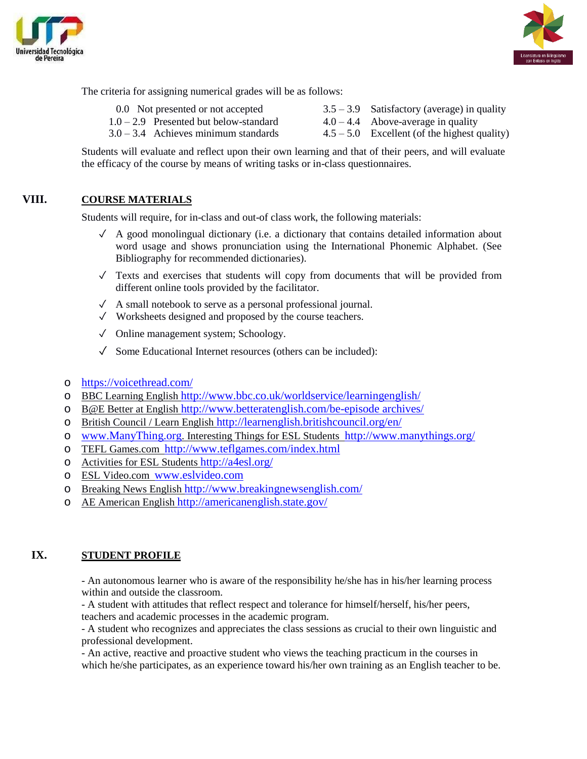The criteria for assigning numerical grades will be as follows:

| | | | |
|---|---|---|---|
| 0.0 | Not presented or not accepted | 3.5 – 3.9 | Satisfactory (average) in quality |
| 1.0 – 2.9 | Presented but below-standard | 4.0 – 4.4 | Above-average in quality |
| 3.0 – 3.4 | Achieves minimum standards | 4.5 – 5.0 | Excellent (of the highest quality) |

Students will evaluate and reflect upon their own learning and that of their peers, and will evaluate the efficacy of the course by means of writing tasks or in-class questionnaires.

## VIII. COURSE MATERIALS

Students will require, for in-class and out-of class work, the following materials:

- ✓ A good monolingual dictionary (i.e. a dictionary that contains detailed information about word usage and shows pronunciation using the International Phonemic Alphabet. (See Bibliography for recommended dictionaries).
- ✓ Texts and exercises that students will copy from documents that will be provided from different online tools provided by the facilitator.
- ✓ A small notebook to serve as a personal professional journal.
- ✓ Worksheets designed and proposed by the course teachers.
- ✓ Online management system; Schoology.
- ✓ Some Educational Internet resources (others can be included):

- https://voicethread.com/
- BBC Learning English http://www.bbc.co.uk/worldservice/learningenglish/
- B@E Better at English http://www.betteratenglish.com/be-episode archives/
- British Council / Learn English http://learnenglish.britishcouncil.org/en/
- www.ManyThing.org. Interesting Things for ESL Students http://www.manythings.org/
- TEFL Games.com http://www.teflgames.com/index.html
- Activities for ESL Students http://a4esl.org/
- ESL Video.com www.eslvideo.com
- Breaking News English http://www.breakingnewsenglish.com/
- AE American English http://americanenglish.state.gov/

## IX. STUDENT PROFILE

- An autonomous learner who is aware of the responsibility he/she has in his/her learning process within and outside the classroom.
- A student with attitudes that reflect respect and tolerance for himself/herself, his/her peers, teachers and academic processes in the academic program.
- A student who recognizes and appreciates the class sessions as crucial to their own linguistic and professional development.
- An active, reactive and proactive student who views the teaching practicum in the courses in which he/she participates, as an experience toward his/her own training as an English teacher to be.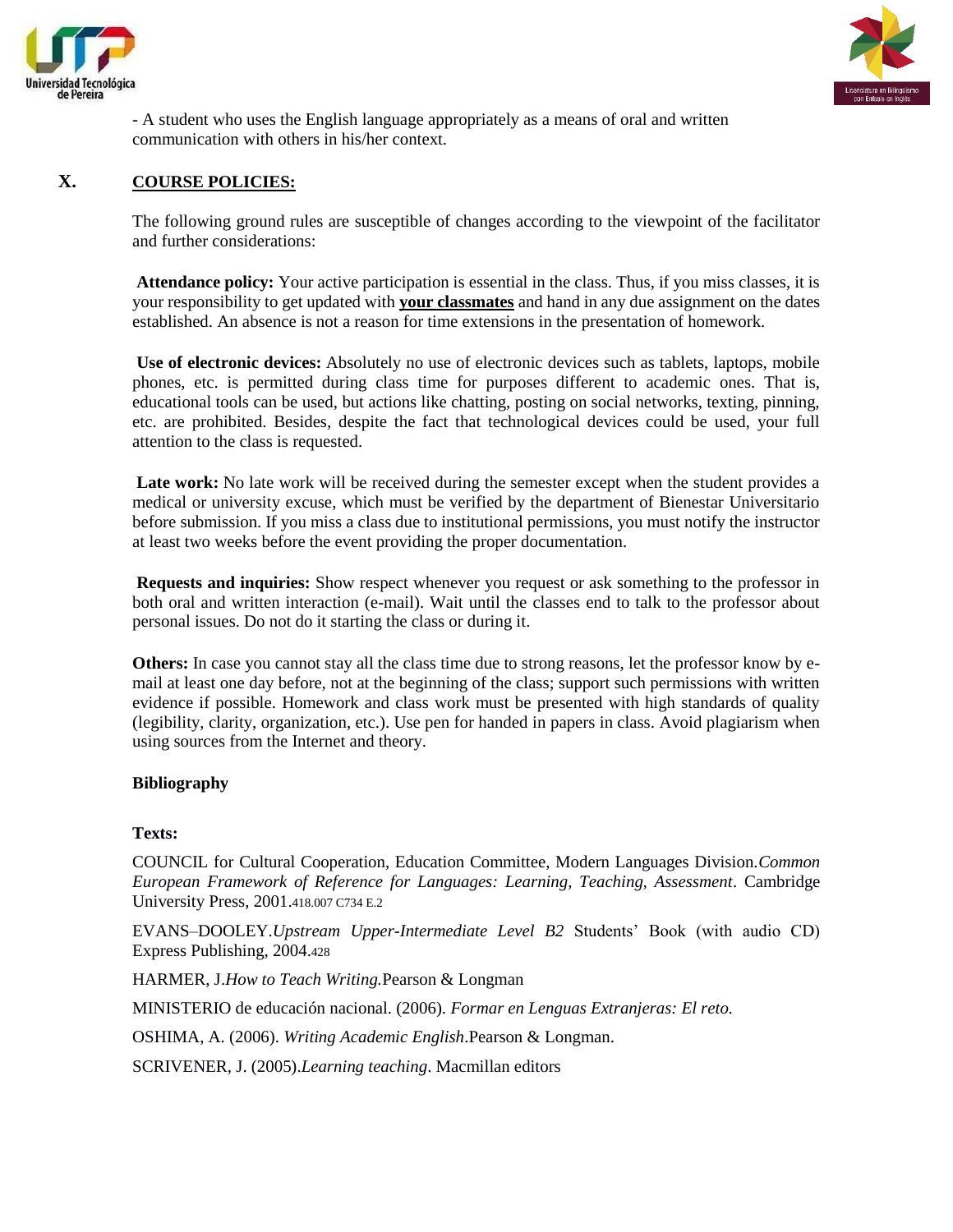- A student who uses the English language appropriately as a means of oral and written communication with others in his/her context.

## X. COURSE POLICIES:

The following ground rules are susceptible of changes according to the viewpoint of the facilitator and further considerations:

**Attendance policy:** Your active participation is essential in the class. Thus, if you miss classes, it is your responsibility to get updated with **your classmates** and hand in any due assignment on the dates established. An absence is not a reason for time extensions in the presentation of homework.

**Use of electronic devices:** Absolutely no use of electronic devices such as tablets, laptops, mobile phones, etc. is permitted during class time for purposes different to academic ones. That is, educational tools can be used, but actions like chatting, posting on social networks, texting, pinning, etc. are prohibited. Besides, despite the fact that technological devices could be used, your full attention to the class is requested.

**Late work:** No late work will be received during the semester except when the student provides a medical or university excuse, which must be verified by the department of Bienestar Universitario before submission. If you miss a class due to institutional permissions, you must notify the instructor at least two weeks before the event providing the proper documentation.

**Requests and inquiries:** Show respect whenever you request or ask something to the professor in both oral and written interaction (e-mail). Wait until the classes end to talk to the professor about personal issues. Do not do it starting the class or during it.

**Others:** In case you cannot stay all the class time due to strong reasons, let the professor know by e-mail at least one day before, not at the beginning of the class; support such permissions with written evidence if possible. Homework and class work must be presented with high standards of quality (legibility, clarity, organization, etc.). Use pen for handed in papers in class. Avoid plagiarism when using sources from the Internet and theory.

**Bibliography**

**Texts:**

COUNCIL for Cultural Cooperation, Education Committee, Modern Languages Division.*Common European Framework of Reference for Languages: Learning, Teaching, Assessment*. Cambridge University Press, 2001.418.007 C734 E.2

EVANS–DOOLEY.*Upstream Upper-Intermediate Level B2* Students' Book (with audio CD) Express Publishing, 2004.428

HARMER, J.*How to Teach Writing.*Pearson & Longman

MINISTERIO de educación nacional. (2006). *Formar en Lenguas Extranjeras: El reto.*

OSHIMA, A. (2006). *Writing Academic English*.Pearson & Longman.

SCRIVENER, J. (2005).*Learning teaching*. Macmillan editors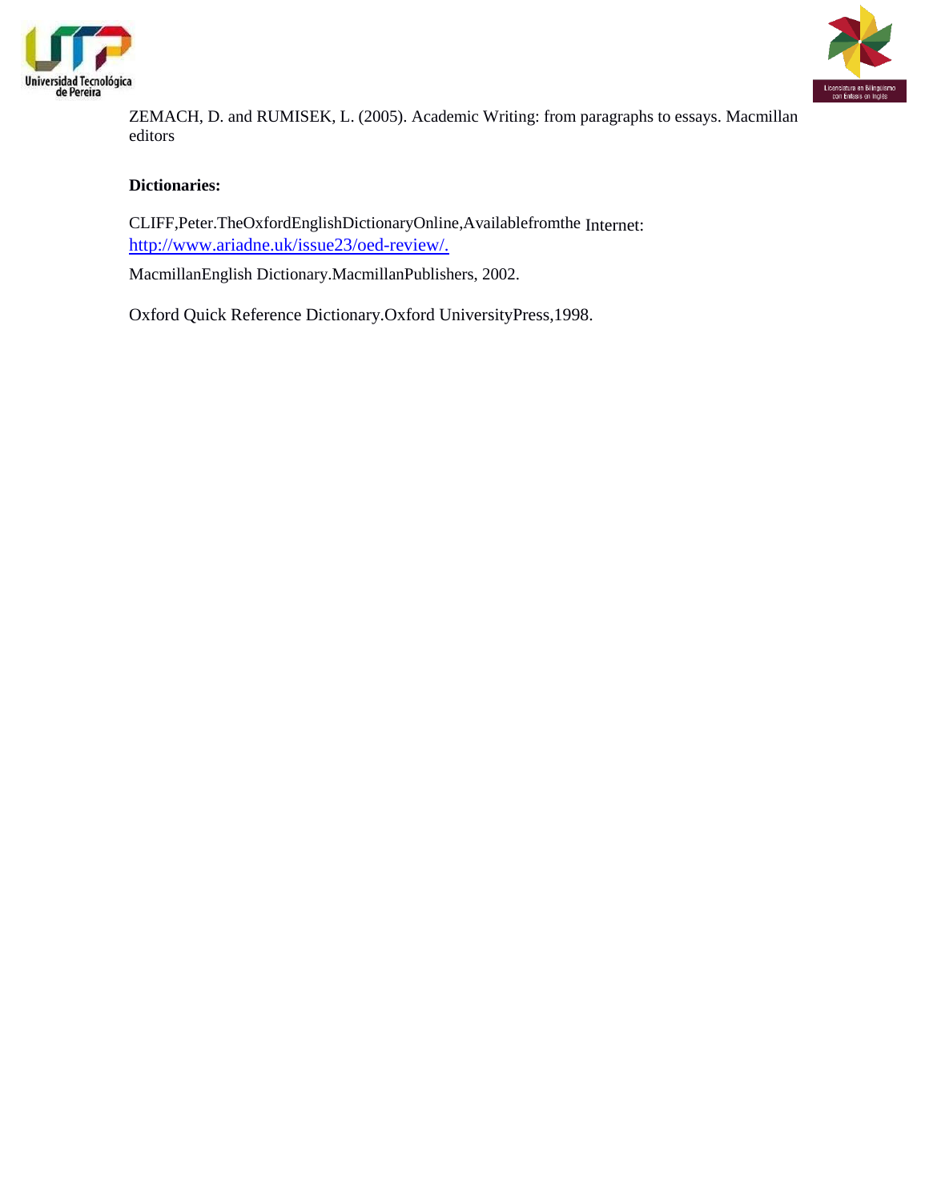ZEMACH, D. and RUMISEK, L. (2005). Academic Writing: from paragraphs to essays. Macmillan editors

**Dictionaries:**

CLIFF,Peter.TheOxfordEnglishDictionaryOnline,Availablefromthe Internet: http://www.ariadne.uk/issue23/oed-review/.

MacmillanEnglish Dictionary.MacmillanPublishers, 2002.

Oxford Quick Reference Dictionary.Oxford UniversityPress,1998.